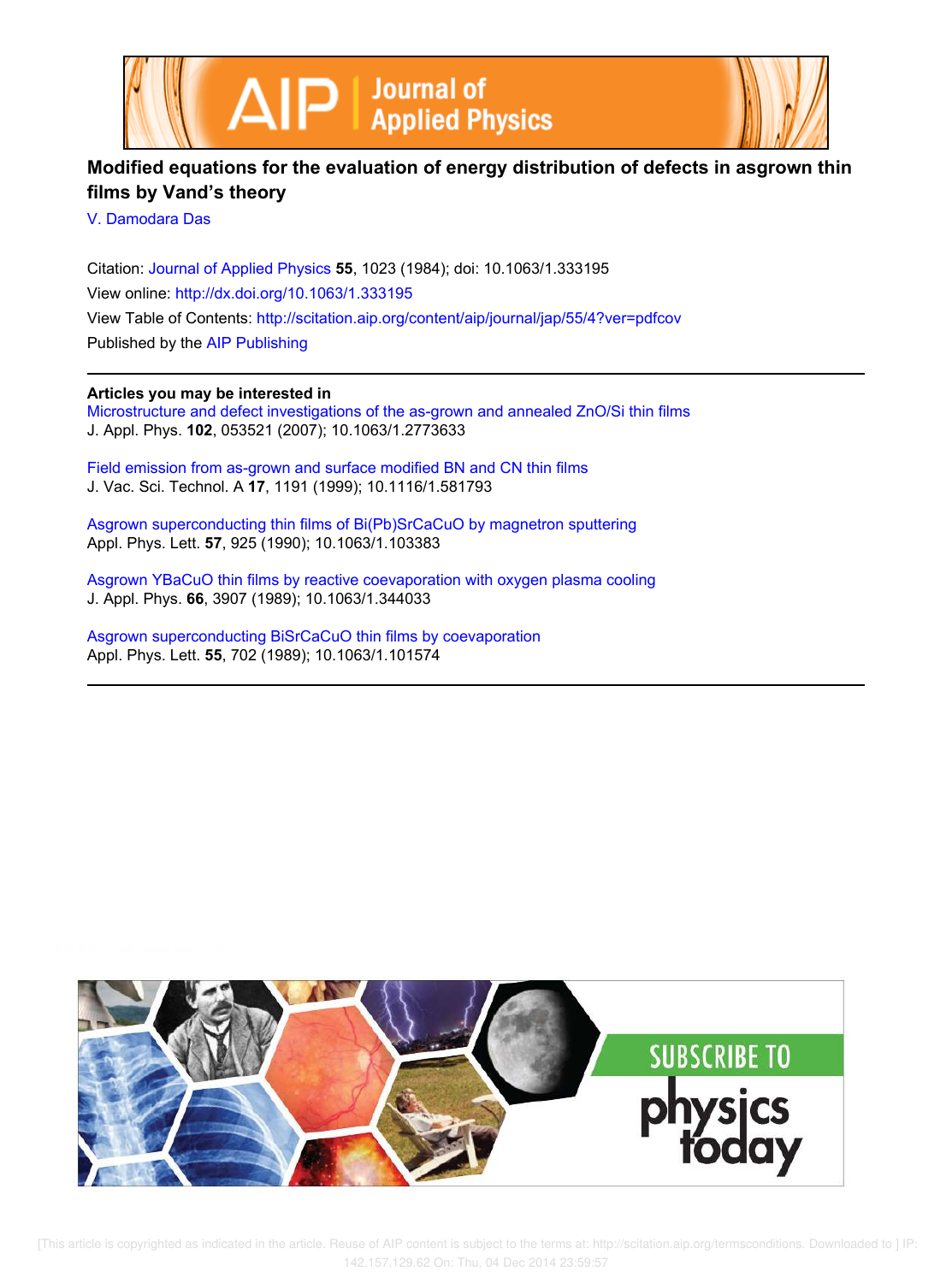# Modified equations for the evaluation of energy distribution of defects in asgrown thin films by Vand's theory

V. Damodara Das

Citation: Journal of Applied Physics **55**, 1023 (1984); doi: 10.1063/1.333195

View online: http://dx.doi.org/10.1063/1.333195

View Table of Contents: http://scitation.aip.org/content/aip/journal/jap/55/4?ver=pdfcov

Published by the AIP Publishing

## Articles you may be interested in

Microstructure and defect investigations of the as-grown and annealed ZnO/Si thin films
J. Appl. Phys. **102**, 053521 (2007); 10.1063/1.2773633

Field emission from as-grown and surface modified BN and CN thin films
J. Vac. Sci. Technol. A **17**, 1191 (1999); 10.1116/1.581793

Asgrown superconducting thin films of Bi(Pb)SrCaCuO by magnetron sputtering
Appl. Phys. Lett. **57**, 925 (1990); 10.1063/1.103383

Asgrown YBaCuO thin films by reactive coevaporation with oxygen plasma cooling
J. Appl. Phys. **66**, 3907 (1989); 10.1063/1.344033

Asgrown superconducting BiSrCaCuO thin films by coevaporation
Appl. Phys. Lett. **55**, 702 (1989); 10.1063/1.101574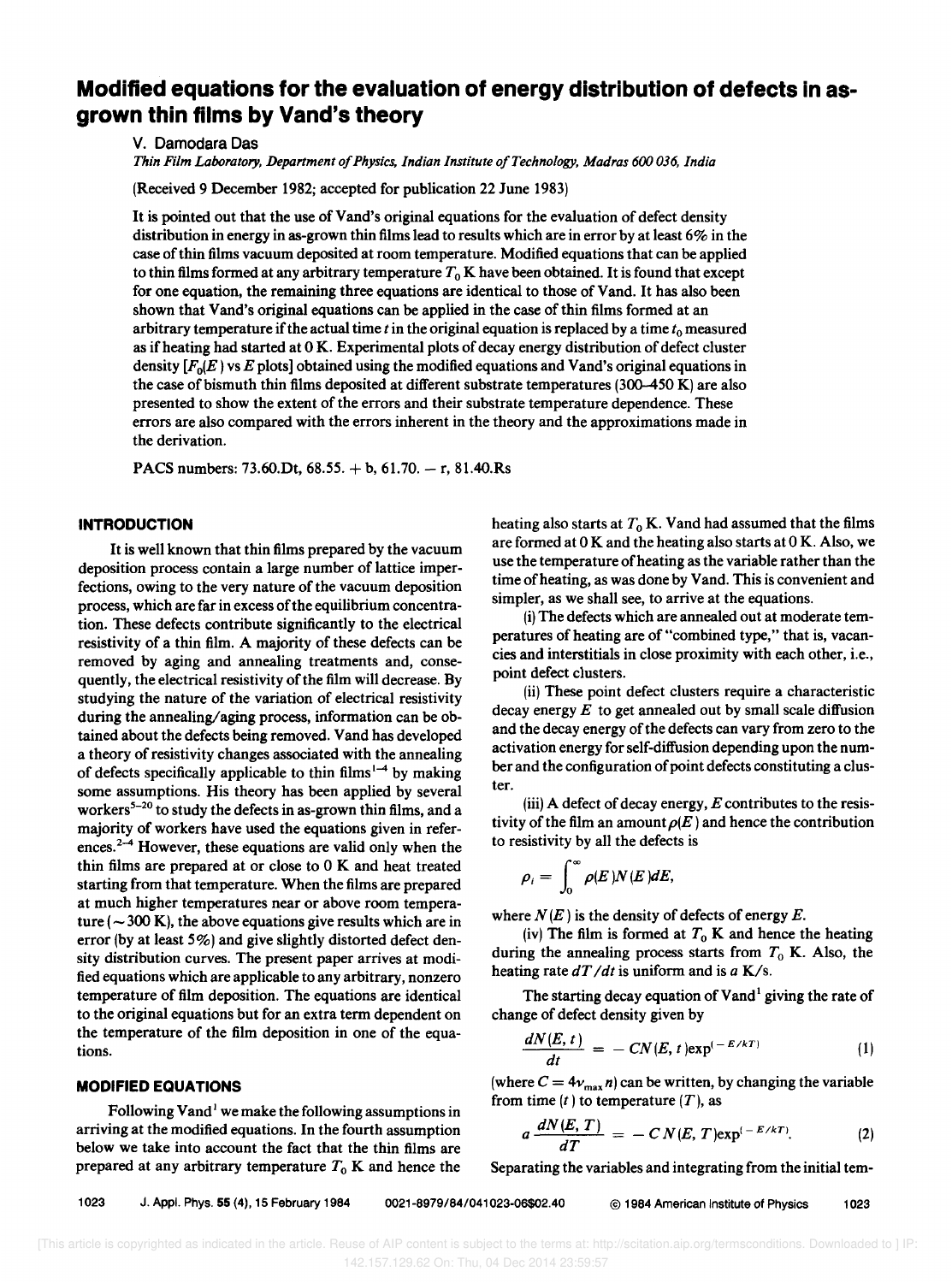# Modified equations for the evaluation of energy distribution of defects in as-grown thin films by Vand's theory

V. Damodara Das

*Thin Film Laboratory, Department of Physics, Indian Institute of Technology, Madras 600 036, India*

(Received 9 December 1982; accepted for publication 22 June 1983)

It is pointed out that the use of Vand's original equations for the evaluation of defect density distribution in energy in as-grown thin films lead to results which are in error by at least 6% in the case of thin films vacuum deposited at room temperature. Modified equations that can be applied to thin films formed at any arbitrary temperature $T_0$ K have been obtained. It is found that except for one equation, the remaining three equations are identical to those of Vand. It has also been shown that Vand's original equations can be applied in the case of thin films formed at an arbitrary temperature if the actual time $t$ in the original equation is replaced by a time $t_0$ measured as if heating had started at 0 K. Experimental plots of decay energy distribution of defect cluster density [$F_0(E)$ vs $E$ plots] obtained using the modified equations and Vand's original equations in the case of bismuth thin films deposited at different substrate temperatures (300–450 K) are also presented to show the extent of the errors and their substrate temperature dependence. These errors are also compared with the errors inherent in the theory and the approximations made in the derivation.

PACS numbers: 73.60.Dt, 68.55. + b, 61.70. − r, 81.40.Rs

## INTRODUCTION

It is well known that thin films prepared by the vacuum deposition process contain a large number of lattice imperfections, owing to the very nature of the vacuum deposition process, which are far in excess of the equilibrium concentration. These defects contribute significantly to the electrical resistivity of a thin film. A majority of these defects can be removed by aging and annealing treatments and, consequently, the electrical resistivity of the film will decrease. By studying the nature of the variation of electrical resistivity during the annealing/aging process, information can be obtained about the defects being removed. Vand has developed a theory of resistivity changes associated with the annealing of defects specifically applicable to thin films[1–4] by making some assumptions. His theory has been applied by several workers[5–20] to study the defects in as-grown thin films, and a majority of workers have used the equations given in references.[2–4] However, these equations are valid only when the thin films are prepared at or close to 0 K and heat treated starting from that temperature. When the films are prepared at much higher temperatures near or above room temperature ($\sim 300$ K), the above equations give results which are in error (by at least 5%) and give slightly distorted defect density distribution curves. The present paper arrives at modified equations which are applicable to any arbitrary, nonzero temperature of film deposition. The equations are identical to the original equations but for an extra term dependent on the temperature of the film deposition in one of the equations.

## MODIFIED EQUATIONS

Following Vand[1] we make the following assumptions in arriving at the modified equations. In the fourth assumption below we take into account the fact that the thin films are prepared at any arbitrary temperature $T_0$ K and hence the heating also starts at $T_0$ K. Vand had assumed that the films are formed at 0 K and the heating also starts at 0 K. Also, we use the temperature of heating as the variable rather than the time of heating, as was done by Vand. This is convenient and simpler, as we shall see, to arrive at the equations.

(i) The defects which are annealed out at moderate temperatures of heating are of "combined type," that is, vacancies and interstitials in close proximity with each other, i.e., point defect clusters.

(ii) These point defect clusters require a characteristic decay energy $E$ to get annealed out by small scale diffusion and the decay energy of the defects can vary from zero to the activation energy for self-diffusion depending upon the number and the configuration of point defects constituting a cluster.

(iii) A defect of decay energy, $E$ contributes to the resistivity of the film an amount $\rho(E)$ and hence the contribution to resistivity by all the defects is

$$\rho_i = \int_0^\infty \rho(E) N(E) dE,$$

where $N(E)$ is the density of defects of energy $E$.

(iv) The film is formed at $T_0$ K and hence the heating during the annealing process starts from $T_0$ K. Also, the heating rate $dT/dt$ is uniform and is $a$ K/s.

The starting decay equation of Vand[1] giving the rate of change of defect density given by

$$\frac{dN(E,t)}{dt} = -CN(E,t)\exp^{(-E/kT)} \tag{1}$$

(where $C = 4\nu_{\max} n$) can be written, by changing the variable from time ($t$) to temperature ($T$), as

$$a\frac{dN(E,T)}{dT} = -CN(E,T)\exp^{(-E/kT)}. \tag{2}$$

Separating the variables and integrating from the initial tem-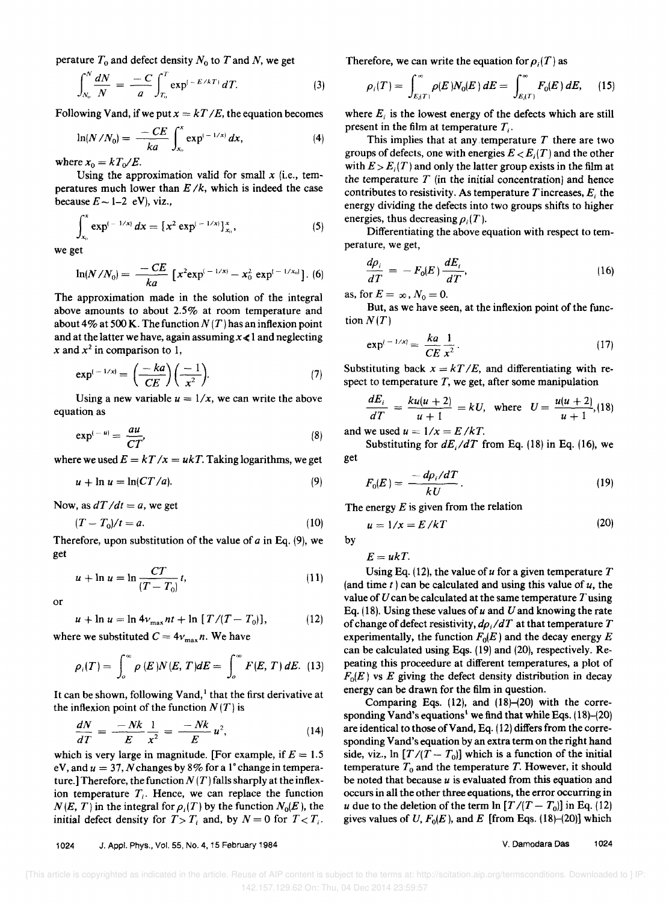perature $T_0$ and defect density $N_0$ to $T$ and $N$, we get

$$\int_{N_0}^{N} \frac{dN}{N} = \frac{-C}{a} \int_{T_0}^{T} \exp^{(-E/kT)} dT. \tag{3}$$

Following Vand, if we put $x = kT/E$, the equation becomes

$$\ln(N/N_0) = \frac{-CE}{ka} \int_{x_0}^{x} \exp^{(-1/x)} dx, \tag{4}$$

where $x_0 = kT_0/E$.

Using the approximation valid for small $x$ (i.e., temperatures much lower than $E/k$, which is indeed the case because $E \sim 1$–$2$ eV), viz.,

$$\int_{x_0}^{x} \exp^{(-1/x)} dx = [x^2 \exp^{(-1/x)}]_{x_0}^{x}, \tag{5}$$

we get

$$\ln(N/N_0) = \frac{-CE}{ka} [x^2 \exp^{(-1/x)} - x_0^2 \exp^{(-1/x_0)}]. \tag{6}$$

The approximation made in the solution of the integral above amounts to about 2.5% at room temperature and about 4% at 500 K. The function $N(T)$ has an inflexion point and at the latter we have, again assuming $x \ll 1$ and neglecting $x$ and $x^2$ in comparison to 1,

$$\exp^{(-1/x)} = \left(\frac{-ka}{CE}\right)\left(\frac{-1}{x^2}\right). \tag{7}$$

Using a new variable $u = 1/x$, we can write the above equation as

$$\exp^{(-u)} = \frac{au}{CT}, \tag{8}$$

where we used $E = kT/x = ukT$. Taking logarithms, we get

$$u + \ln u = \ln(CT/a). \tag{9}$$

Now, as $dT/dt = a$, we get

$$(T - T_0)/t = a. \tag{10}$$

Therefore, upon substitution of the value of $a$ in Eq. (9), we get

$$u + \ln u = \ln \frac{CT}{(T - T_0)} t, \tag{11}$$

or

$$u + \ln u = \ln 4\nu_{\max} nt + \ln [T/(T - T_0)], \tag{12}$$

where we substituted $C = 4\nu_{\max} n$. We have

$$\rho_i(T) = \int_0^{\infty} \rho(E) N(E, T) dE = \int_0^{\infty} F(E, T)\, dE. \tag{13}$$

It can be shown, following Vand,[1] that the first derivative at the inflexion point of the function $N(T)$ is

$$\frac{dN}{dT} = \frac{-Nk}{E} \frac{1}{x^2} = \frac{-Nk}{E} u^2, \tag{14}$$

which is very large in magnitude. [For example, if $E = 1.5$ eV, and $u = 37$, $N$ changes by 8% for a 1° change in temperature.] Therefore, the function $N(T)$ falls sharply at the inflexion temperature $T_i$. Hence, we can replace the function $N(E, T)$ in the integral for $\rho_i(T)$ by the function $N_0(E)$, the initial defect density for $T > T_i$ and, by $N = 0$ for $T < T_i$. Therefore, we can write the equation for $\rho_i(T)$ as

$$\rho_i(T) = \int_{E_i(T)}^{\infty} \rho(E) N_0(E)\, dE = \int_{E_i(T)}^{\infty} F_0(E)\, dE, \tag{15}$$

where $E_i$ is the lowest energy of the defects which are still present in the film at temperature $T_i$.

This implies that at any temperature $T$ there are two groups of defects, one with energies $E < E_i(T)$ and the other with $E > E_i(T)$ and only the latter group exists in the film at the temperature $T$ (in the initial concentration) and hence contributes to resistivity. As temperature $T$ increases, $E_i$ the energy dividing the defects into two groups shifts to higher energies, thus decreasing $\rho_i(T)$.

Differentiating the above equation with respect to temperature, we get,

$$\frac{d\rho_i}{dT} = -F_0(E) \frac{dE_i}{dT}, \tag{16}$$

as, for $E = \infty$, $N_0 = 0$.

But, as we have seen, at the inflexion point of the function $N(T)$

$$\exp^{(-1/x)} = \frac{ka}{CE} \frac{1}{x^2}. \tag{17}$$

Substituting back $x = kT/E$, and differentiating with respect to temperature $T$, we get, after some manipulation

$$\frac{dE_i}{dT} = \frac{ku(u+2)}{u+1} = kU, \quad \text{where} \quad U = \frac{u(u+2)}{u+1}, \tag{18}$$

and we used $u = 1/x = E/kT$.

Substituting for $dE_i/dT$ from Eq. (18) in Eq. (16), we get

$$F_0(E) = \frac{-d\rho_i/dT}{kU}. \tag{19}$$

The energy $E$ is given from the relation

$$u = 1/x = E/kT \tag{20}$$

by

$$E = ukT.$$

Using Eq. (12), the value of $u$ for a given temperature $T$ (and time $t$) can be calculated and using this value of $u$, the value of $U$ can be calculated at the same temperature $T$ using Eq. (18). Using these values of $u$ and $U$ and knowing the rate of change of defect resistivity, $d\rho_i/dT$ at that temperature $T$ experimentally, the function $F_0(E)$ and the decay energy $E$ can be calculated using Eqs. (19) and (20), respectively. Repeating this proceedure at different temperatures, a plot of $F_0(E)$ vs $E$ giving the defect density distribution in decay energy can be drawn for the film in question.

Comparing Eqs. (12), and (18)–(20) with the corresponding Vand's equations[1] we find that while Eqs. (18)–(20) are identical to those of Vand, Eq. (12) differs from the corresponding Vand's equation by an extra term on the right hand side, viz., $\ln [T/(T - T_0)]$ which is a function of the initial temperature $T_0$ and the temperature $T$. However, it should be noted that because $u$ is evaluated from this equation and occurs in all the other three equations, the error occurring in $u$ due to the deletion of the term $\ln [T/(T - T_0)]$ in Eq. (12) gives values of $U$, $F_0(E)$, and $E$ [from Eqs. (18)–(20)] which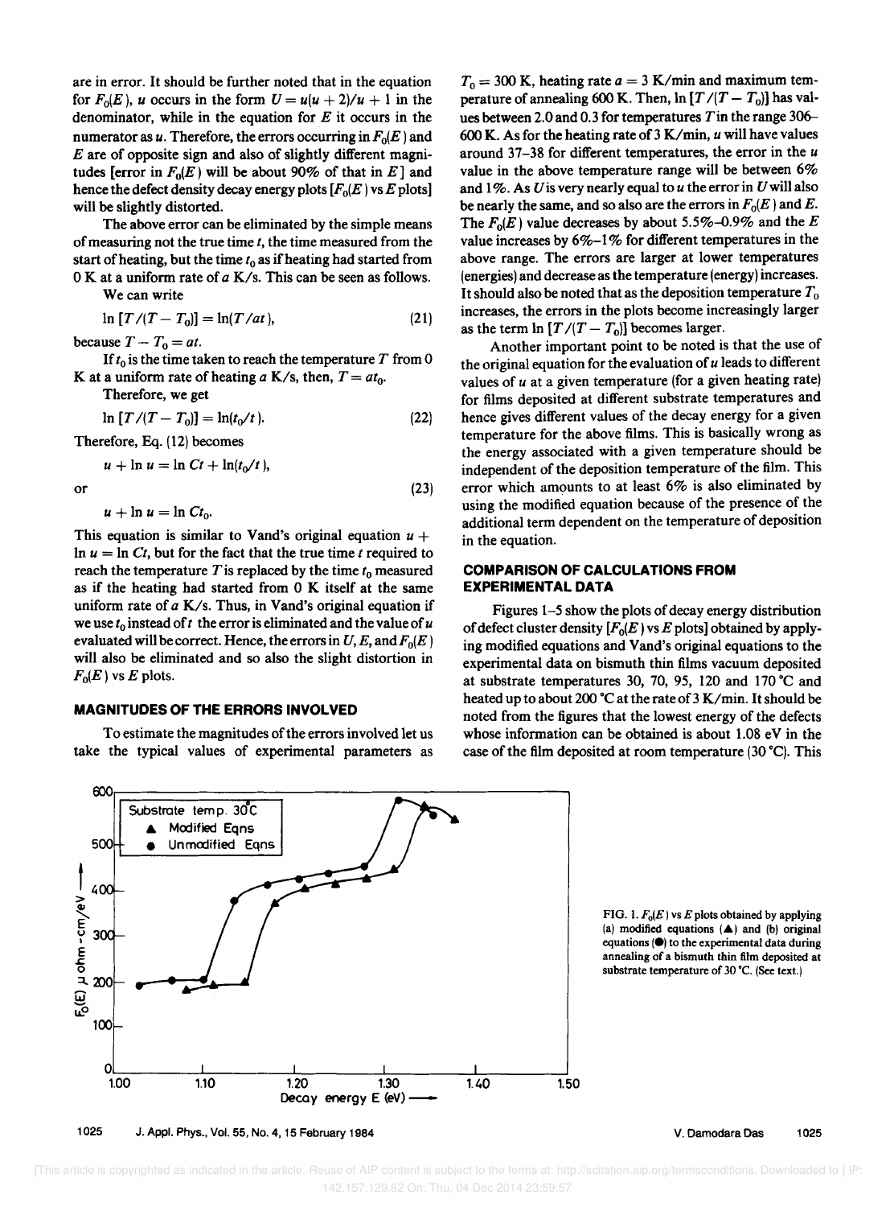are in error. It should be further noted that in the equation for $F_0(E)$, $u$ occurs in the form $U = u(u+2)/u+1$ in the denominator, while in the equation for $E$ it occurs in the numerator as $u$. Therefore, the errors occurring in $F_0(E)$ and $E$ are of opposite sign and also of slightly different magnitudes [error in $F_0(E)$ will be about 90% of that in $E$] and hence the defect density decay energy plots [$F_0(E)$ vs $E$ plots] will be slightly distorted.

The above error can be eliminated by the simple means of measuring not the true time $t$, the time measured from the start of heating, but the time $t_0$ as if heating had started from 0 K at a uniform rate of $a$ K/s. This can be seen as follows.

We can write

$$\ln [T/(T - T_0)] = \ln(T/at), \tag{21}$$

because $T - T_0 = at$.

If $t_0$ is the time taken to reach the temperature $T$ from 0 K at a uniform rate of heating $a$ K/s, then, $T = at_0$.

Therefore, we get

$$\ln [T/(T - T_0)] = \ln(t_0/t). \tag{22}$$

Therefore, Eq. (12) becomes

$$u + \ln u = \ln Ct + \ln(t_0/t),$$

or

$$u + \ln u = \ln Ct_0. \tag{23}$$

This equation is similar to Vand's original equation $u + \ln u = \ln Ct$, but for the fact that the true time $t$ required to reach the temperature $T$ is replaced by the time $t_0$ measured as if the heating had started from 0 K itself at the same uniform rate of $a$ K/s. Thus, in Vand's original equation if we use $t_0$ instead of $t$ the error is eliminated and the value of $u$ evaluated will be correct. Hence, the errors in $U$, $E$, and $F_0(E)$ will also be eliminated and so also the slight distortion in $F_0(E)$ vs $E$ plots.

## MAGNITUDES OF THE ERRORS INVOLVED

To estimate the magnitudes of the errors involved let us take the typical values of experimental parameters as $T_0 = 300$ K, heating rate $a = 3$ K/min and maximum temperature of annealing 600 K. Then, $\ln [T/(T - T_0)]$ has values between 2.0 and 0.3 for temperatures $T$ in the range 306–600 K. As for the heating rate of 3 K/min, $u$ will have values around 37–38 for different temperatures, the error in the $u$ value in the above temperature range will be between 6% and 1%. As $U$ is very nearly equal to $u$ the error in $U$ will also be nearly the same, and so also are the errors in $F_0(E)$ and $E$. The $F_0(E)$ value decreases by about 5.5%–0.9% and the $E$ value increases by 6%–1% for different temperatures in the above range. The errors are larger at lower temperatures (energies) and decrease as the temperature (energy) increases. It should also be noted that as the deposition temperature $T_0$ increases, the errors in the plots become increasingly larger as the term $\ln [T/(T - T_0)]$ becomes larger.

Another important point to be noted is that the use of the original equation for the evaluation of $u$ leads to different values of $u$ at a given temperature (for a given heating rate) for films deposited at different substrate temperatures and hence gives different values of the decay energy for a given temperature for the above films. This is basically wrong as the energy associated with a given temperature should be independent of the deposition temperature of the film. This error which amounts to at least 6% is also eliminated by using the modified equation because of the presence of the additional term dependent on the temperature of deposition in the equation.

## COMPARISON OF CALCULATIONS FROM EXPERIMENTAL DATA

Figures 1–5 show the plots of decay energy distribution of defect cluster density [$F_0(E)$ vs $E$ plots] obtained by applying modified equations and Vand's original equations to the experimental data on bismuth thin films vacuum deposited at substrate temperatures 30, 70, 95, 120 and 170 °C and heated up to about 200 °C at the rate of 3 K/min. It should be noted from the figures that the lowest energy of the defects whose information can be obtained is about 1.08 eV in the case of the film deposited at room temperature (30 °C). This

FIG. 1. $F_0(E)$ vs $E$ plots obtained by applying (a) modified equations (▲) and (b) original equations (●) to the experimental data during annealing of a bismuth thin film deposited at substrate temperature of 30 °C. (See text.)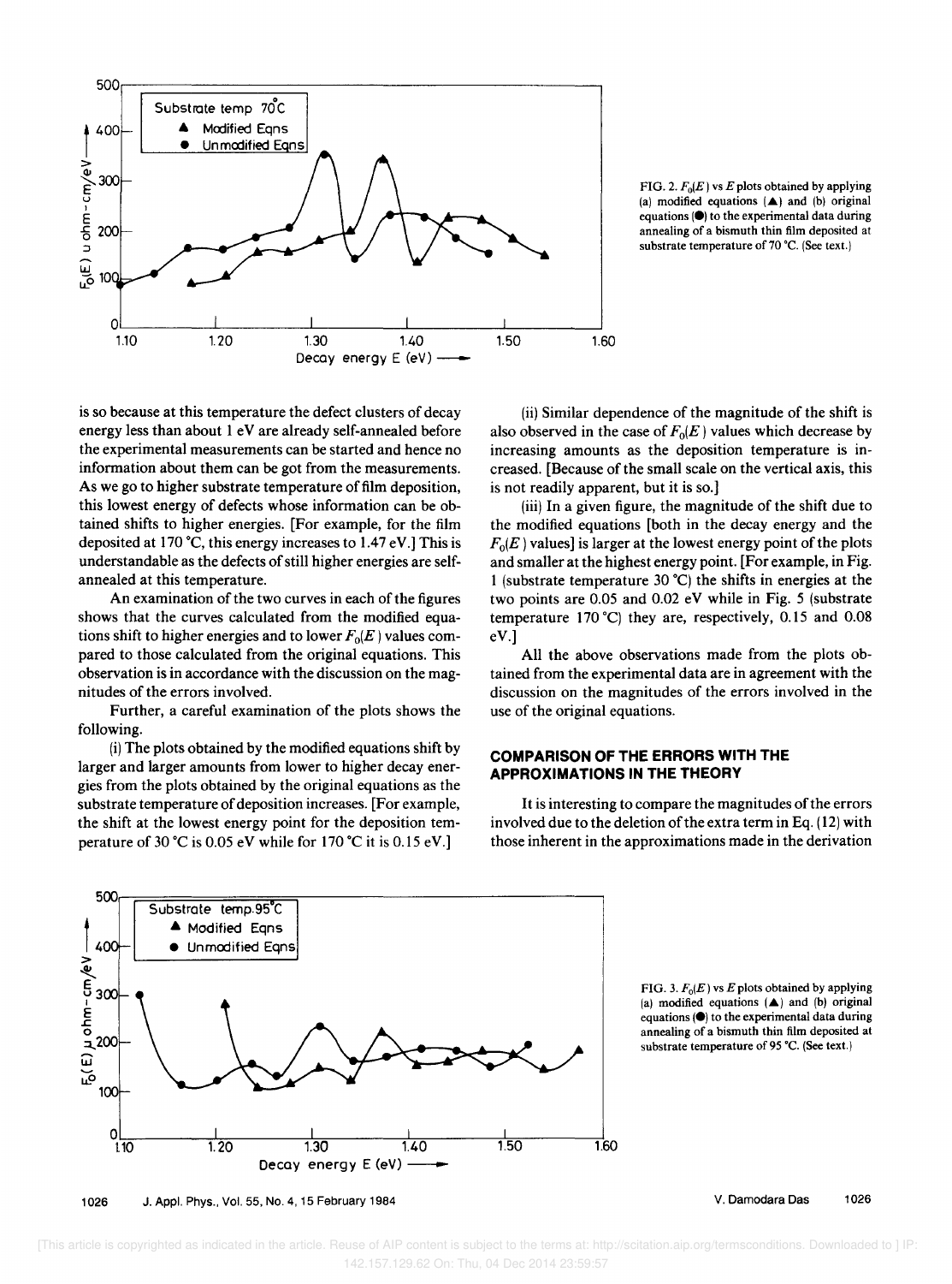FIG. 2. $F_0(E)$ vs $E$ plots obtained by applying (a) modified equations (▲) and (b) original equations (●) to the experimental data during annealing of a bismuth thin film deposited at substrate temperature of 70 °C. (See text.)

is so because at this temperature the defect clusters of decay energy less than about 1 eV are already self-annealed before the experimental measurements can be started and hence no information about them can be got from the measurements. As we go to higher substrate temperature of film deposition, this lowest energy of defects whose information can be obtained shifts to higher energies. [For example, for the film deposited at 170 °C, this energy increases to 1.47 eV.] This is understandable as the defects of still higher energies are self-annealed at this temperature.

An examination of the two curves in each of the figures shows that the curves calculated from the modified equations shift to higher energies and to lower $F_0(E)$ values compared to those calculated from the original equations. This observation is in accordance with the discussion on the magnitudes of the errors involved.

Further, a careful examination of the plots shows the following.

(i) The plots obtained by the modified equations shift by larger and larger amounts from lower to higher decay energies from the plots obtained by the original equations as the substrate temperature of deposition increases. [For example, the shift at the lowest energy point for the deposition temperature of 30 °C is 0.05 eV while for 170 °C it is 0.15 eV.]

(ii) Similar dependence of the magnitude of the shift is also observed in the case of $F_0(E)$ values which decrease by increasing amounts as the deposition temperature is increased. [Because of the small scale on the vertical axis, this is not readily apparent, but it is so.]

(iii) In a given figure, the magnitude of the shift due to the modified equations [both in the decay energy and the $F_0(E)$ values] is larger at the lowest energy point of the plots and smaller at the highest energy point. [For example, in Fig. 1 (substrate temperature 30 °C) the shifts in energies at the two points are 0.05 and 0.02 eV while in Fig. 5 (substrate temperature 170 °C) they are, respectively, 0.15 and 0.08 eV.]

All the above observations made from the plots obtained from the experimental data are in agreement with the discussion on the magnitudes of the errors involved in the use of the original equations.

## COMPARISON OF THE ERRORS WITH THE APPROXIMATIONS IN THE THEORY

It is interesting to compare the magnitudes of the errors involved due to the deletion of the extra term in Eq. (12) with those inherent in the approximations made in the derivation

FIG. 3. $F_0(E)$ vs $E$ plots obtained by applying (a) modified equations (▲) and (b) original equations (●) to the experimental data during annealing of a bismuth thin film deposited at substrate temperature of 95 °C. (See text.)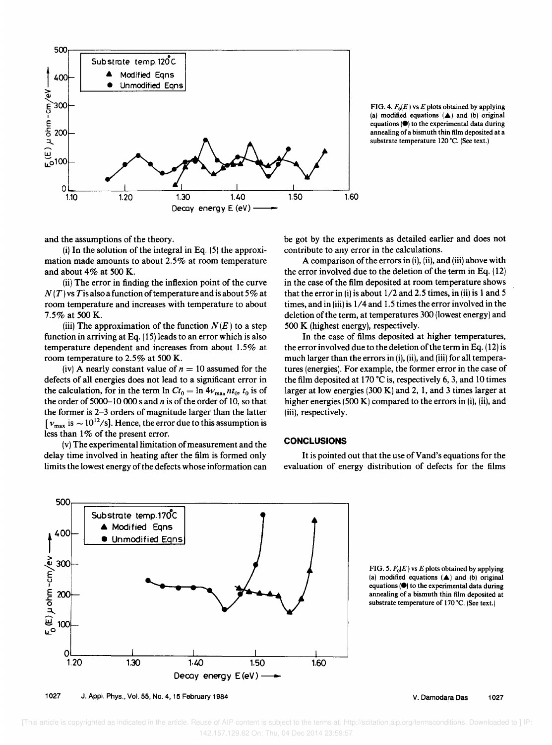FIG. 4. $F_0(E)$ vs $E$ plots obtained by applying (a) modified equations (▲) and (b) original equations (●) to the experimental data during annealing of a bismuth thin film deposited at a substrate temperature 120 °C. (See text.)

and the assumptions of the theory.

(i) In the solution of the integral in Eq. (5) the approximation made amounts to about 2.5% at room temperature and about 4% at 500 K.

(ii) The error in finding the inflexion point of the curve $N(T)$ vs $T$ is also a function of temperature and is about 5% at room temperature and increases with temperature to about 7.5% at 500 K.

(iii) The approximation of the function $N(E)$ to a step function in arriving at Eq. (15) leads to an error which is also temperature dependent and increases from about 1.5% at room temperature to 2.5% at 500 K.

(iv) A nearly constant value of $n = 10$ assumed for the defects of all energies does not lead to a significant error in the calculation, for in the term $\ln Ct_0 = \ln 4\nu_{\max} n t_0$, $t_0$ is of the order of 5000–10 000 s and $n$ is of the order of 10, so that the former is 2–3 orders of magnitude larger than the latter [$\nu_{\max}$ is $\sim 10^{12}$/s]. Hence, the error due to this assumption is less than 1% of the present error.

(v) The experimental limitation of measurement and the delay time involved in heating after the film is formed only limits the lowest energy of the defects whose information can be got by the experiments as detailed earlier and does not contribute to any error in the calculations.

A comparison of the errors in (i), (ii), and (iii) above with the error involved due to the deletion of the term in Eq. (12) in the case of the film deposited at room temperature shows that the error in (i) is about 1/2 and 2.5 times, in (ii) is 1 and 5 times, and in (iii) is 1/4 and 1.5 times the error involved in the deletion of the term, at temperatures 300 (lowest energy) and 500 K (highest energy), respectively.

In the case of films deposited at higher temperatures, the error involved due to the deletion of the term in Eq. (12) is much larger than the errors in (i), (ii), and (iii) for all temperatures (energies). For example, the former error in the case of the film deposited at 170 °C is, respectively 6, 3, and 10 times larger at low energies (300 K) and 2, 1, and 3 times larger at higher energies (500 K) compared to the errors in (i), (ii), and (iii), respectively.

## CONCLUSIONS

It is pointed out that the use of Vand's equations for the evaluation of energy distribution of defects for the films

FIG. 5. $F_0(E)$ vs $E$ plots obtained by applying (a) modified equations (▲) and (b) original equations (●) to the experimental data during annealing of a bismuth thin film deposited at substrate temperature of 170 °C. (See text.)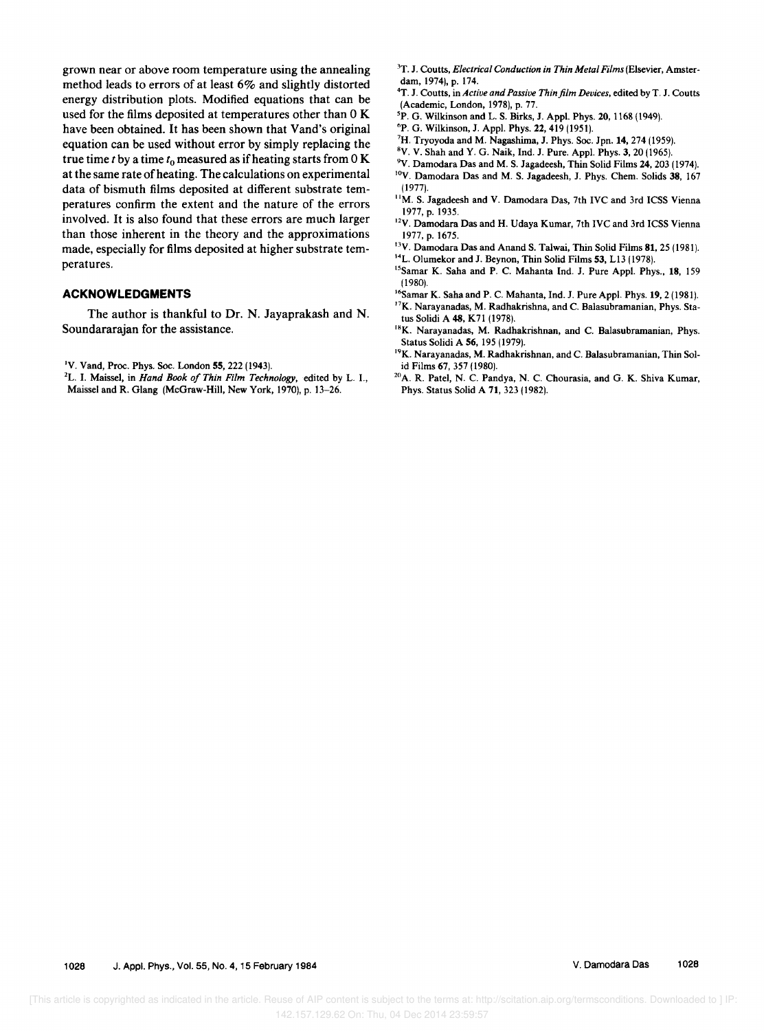grown near or above room temperature using the annealing method leads to errors of at least 6% and slightly distorted energy distribution plots. Modified equations that can be used for the films deposited at temperatures other than 0 K have been obtained. It has been shown that Vand's original equation can be used without error by simply replacing the true time $t$ by a time $t_0$ measured as if heating starts from 0 K at the same rate of heating. The calculations on experimental data of bismuth films deposited at different substrate temperatures confirm the extent and the nature of the errors involved. It is also found that these errors are much larger than those inherent in the theory and the approximations made, especially for films deposited at higher substrate temperatures.

## ACKNOWLEDGMENTS

The author is thankful to Dr. N. Jayaprakash and N. Soundararajan for the assistance.

[1] V. Vand, Proc. Phys. Soc. London **55**, 222 (1943).

[2] L. I. Maissel, in *Hand Book of Thin Film Technology*, edited by L. I., Maissel and R. Glang (McGraw-Hill, New York, 1970), p. 13–26.

[3] T. J. Coutts, *Electrical Conduction in Thin Metal Films* (Elsevier, Amsterdam, 1974), p. 174.

[4] T. J. Coutts, in *Active and Passive Thin film Devices*, edited by T. J. Coutts (Academic, London, 1978), p. 77.

[5] P. G. Wilkinson and L. S. Birks, J. Appl. Phys. **20**, 1168 (1949).

[6] P. G. Wilkinson, J. Appl. Phys. **22**, 419 (1951).

[7] H. Tryoyoda and M. Nagashima, J. Phys. Soc. Jpn. **14**, 274 (1959).

[8] V. V. Shah and Y. G. Naik, Ind. J. Pure. Appl. Phys. **3**, 20 (1965).

[9] V. Damodara Das and M. S. Jagadeesh, Thin Solid Films **24**, 203 (1974).

[10] V. Damodara Das and M. S. Jagadeesh, J. Phys. Chem. Solids **38**, 167 (1977).

[11] M. S. Jagadeesh and V. Damodara Das, 7th IVC and 3rd ICSS Vienna 1977, p. 1935.

[12] V. Damodara Das and H. Udaya Kumar, 7th IVC and 3rd ICSS Vienna 1977, p. 1675.

[13] V. Damodara Das and Anand S. Talwai, Thin Solid Films **81**, 25 (1981).

[14] L. Olumekor and J. Beynon, Thin Solid Films **53**, L13 (1978).

[15] Samar K. Saha and P. C. Mahanta Ind. J. Pure Appl. Phys., **18**, 159 (1980).

[16] Samar K. Saha and P. C. Mahanta, Ind. J. Pure Appl. Phys. **19**, 2 (1981).

[17] K. Narayanadas, M. Radhakrishna, and C. Balasubramanian, Phys. Status Solidi A **48**, K71 (1978).

[18] K. Narayanadas, M. Radhakrishnan, and C. Balasubramanian, Phys. Status Solidi A **56**, 195 (1979).

[19] K. Narayanadas, M. Radhakrishnan, and C. Balasubramanian, Thin Solid Films **67**, 357 (1980).

[20] A. R. Patel, N. C. Pandya, N. C. Chourasia, and G. K. Shiva Kumar, Phys. Status Solid A **71**, 323 (1982).